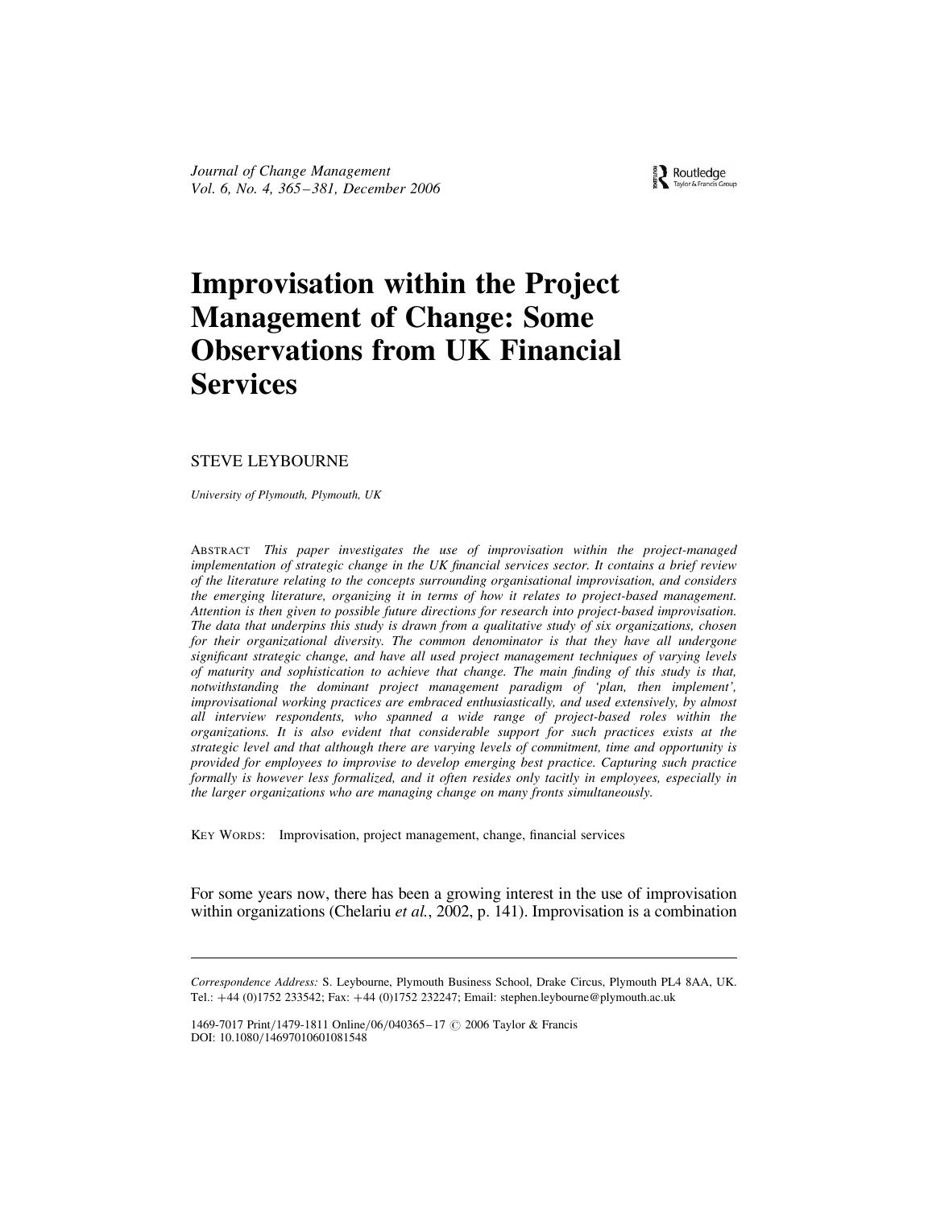# Improvisation within the Project Management of Change: Some Observations from UK Financial Services

STEVE LEYBOURNE

*University of Plymouth, Plymouth, UK*

ABSTRACT *This paper investigates the use of improvisation within the project-managed implementation of strategic change in the UK financial services sector. It contains a brief review of the literature relating to the concepts surrounding organisational improvisation, and considers the emerging literature, organizing it in terms of how it relates to project-based management. Attention is then given to possible future directions for research into project-based improvisation. The data that underpins this study is drawn from a qualitative study of six organizations, chosen for their organizational diversity. The common denominator is that they have all undergone significant strategic change, and have all used project management techniques of varying levels of maturity and sophistication to achieve that change. The main finding of this study is that, notwithstanding the dominant project management paradigm of 'plan, then implement', improvisational working practices are embraced enthusiastically, and used extensively, by almost all interview respondents, who spanned a wide range of project-based roles within the organizations. It is also evident that considerable support for such practices exists at the strategic level and that although there are varying levels of commitment, time and opportunity is provided for employees to improvise to develop emerging best practice. Capturing such practice formally is however less formalized, and it often resides only tacitly in employees, especially in the larger organizations who are managing change on many fronts simultaneously.*

KEY WORDS: Improvisation, project management, change, financial services

For some years now, there has been a growing interest in the use of improvisation within organizations (Chelariu *et al.*, 2002, p. 141). Improvisation is a combination

*Correspondence Address:* S. Leybourne, Plymouth Business School, Drake Circus, Plymouth PL4 8AA, UK. Tel.: +44 (0)1752 233542; Fax: +44 (0)1752 232247; Email: stephen.leybourne@plymouth.ac.uk

1469-7017 Print/1479-1811 Online/06/040365–17 © 2006 Taylor & Francis
DOI: 10.1080/14697010601081548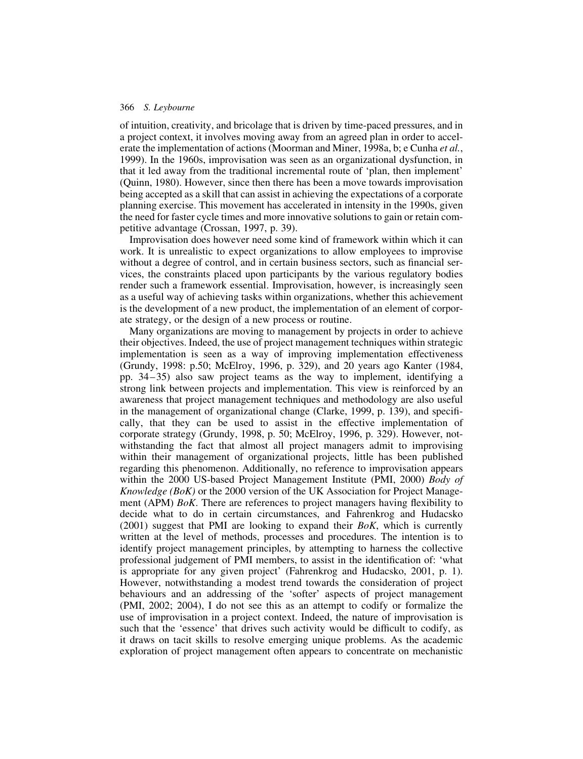of intuition, creativity, and bricolage that is driven by time-paced pressures, and in a project context, it involves moving away from an agreed plan in order to accelerate the implementation of actions (Moorman and Miner, 1998a, b; e Cunha *et al.*, 1999). In the 1960s, improvisation was seen as an organizational dysfunction, in that it led away from the traditional incremental route of 'plan, then implement' (Quinn, 1980). However, since then there has been a move towards improvisation being accepted as a skill that can assist in achieving the expectations of a corporate planning exercise. This movement has accelerated in intensity in the 1990s, given the need for faster cycle times and more innovative solutions to gain or retain competitive advantage (Crossan, 1997, p. 39).

Improvisation does however need some kind of framework within which it can work. It is unrealistic to expect organizations to allow employees to improvise without a degree of control, and in certain business sectors, such as financial services, the constraints placed upon participants by the various regulatory bodies render such a framework essential. Improvisation, however, is increasingly seen as a useful way of achieving tasks within organizations, whether this achievement is the development of a new product, the implementation of an element of corporate strategy, or the design of a new process or routine.

Many organizations are moving to management by projects in order to achieve their objectives. Indeed, the use of project management techniques within strategic implementation is seen as a way of improving implementation effectiveness (Grundy, 1998: p.50; McElroy, 1996, p. 329), and 20 years ago Kanter (1984, pp. 34–35) also saw project teams as the way to implement, identifying a strong link between projects and implementation. This view is reinforced by an awareness that project management techniques and methodology are also useful in the management of organizational change (Clarke, 1999, p. 139), and specifically, that they can be used to assist in the effective implementation of corporate strategy (Grundy, 1998, p. 50; McElroy, 1996, p. 329). However, notwithstanding the fact that almost all project managers admit to improvising within their management of organizational projects, little has been published regarding this phenomenon. Additionally, no reference to improvisation appears within the 2000 US-based Project Management Institute (PMI, 2000) *Body of Knowledge (BoK)* or the 2000 version of the UK Association for Project Management (APM) *BoK*. There are references to project managers having flexibility to decide what to do in certain circumstances, and Fahrenkrog and Hudacsko (2001) suggest that PMI are looking to expand their *BoK*, which is currently written at the level of methods, processes and procedures. The intention is to identify project management principles, by attempting to harness the collective professional judgement of PMI members, to assist in the identification of: 'what is appropriate for any given project' (Fahrenkrog and Hudacsko, 2001, p. 1). However, notwithstanding a modest trend towards the consideration of project behaviours and an addressing of the 'softer' aspects of project management (PMI, 2002; 2004), I do not see this as an attempt to codify or formalize the use of improvisation in a project context. Indeed, the nature of improvisation is such that the 'essence' that drives such activity would be difficult to codify, as it draws on tacit skills to resolve emerging unique problems. As the academic exploration of project management often appears to concentrate on mechanistic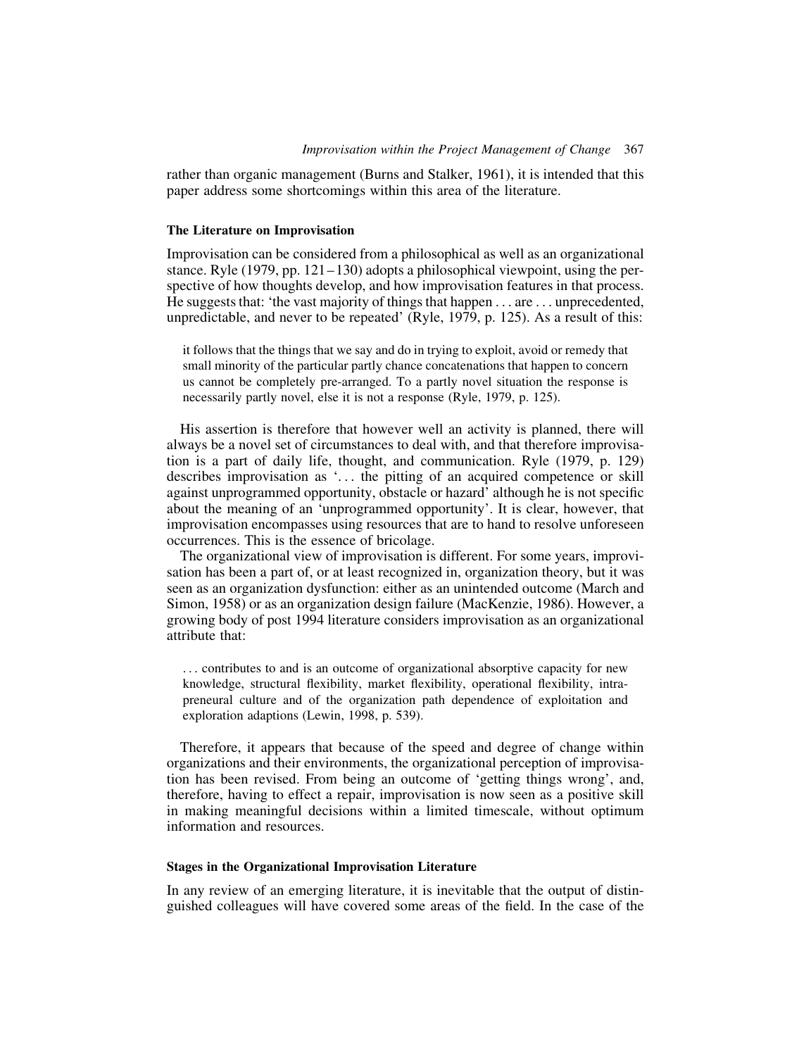rather than organic management (Burns and Stalker, 1961), it is intended that this paper address some shortcomings within this area of the literature.

### The Literature on Improvisation

Improvisation can be considered from a philosophical as well as an organizational stance. Ryle (1979, pp. 121–130) adopts a philosophical viewpoint, using the perspective of how thoughts develop, and how improvisation features in that process. He suggests that: 'the vast majority of things that happen . . . are . . . unprecedented, unpredictable, and never to be repeated' (Ryle, 1979, p. 125). As a result of this:

> it follows that the things that we say and do in trying to exploit, avoid or remedy that small minority of the particular partly chance concatenations that happen to concern us cannot be completely pre-arranged. To a partly novel situation the response is necessarily partly novel, else it is not a response (Ryle, 1979, p. 125).

His assertion is therefore that however well an activity is planned, there will always be a novel set of circumstances to deal with, and that therefore improvisation is a part of daily life, thought, and communication. Ryle (1979, p. 129) describes improvisation as '. . . the pitting of an acquired competence or skill against unprogrammed opportunity, obstacle or hazard' although he is not specific about the meaning of an 'unprogrammed opportunity'. It is clear, however, that improvisation encompasses using resources that are to hand to resolve unforeseen occurrences. This is the essence of bricolage.

The organizational view of improvisation is different. For some years, improvisation has been a part of, or at least recognized in, organization theory, but it was seen as an organization dysfunction: either as an unintended outcome (March and Simon, 1958) or as an organization design failure (MacKenzie, 1986). However, a growing body of post 1994 literature considers improvisation as an organizational attribute that:

> . . . contributes to and is an outcome of organizational absorptive capacity for new knowledge, structural flexibility, market flexibility, operational flexibility, intrapreneural culture and of the organization path dependence of exploitation and exploration adaptions (Lewin, 1998, p. 539).

Therefore, it appears that because of the speed and degree of change within organizations and their environments, the organizational perception of improvisation has been revised. From being an outcome of 'getting things wrong', and, therefore, having to effect a repair, improvisation is now seen as a positive skill in making meaningful decisions within a limited timescale, without optimum information and resources.

### Stages in the Organizational Improvisation Literature

In any review of an emerging literature, it is inevitable that the output of distinguished colleagues will have covered some areas of the field. In the case of the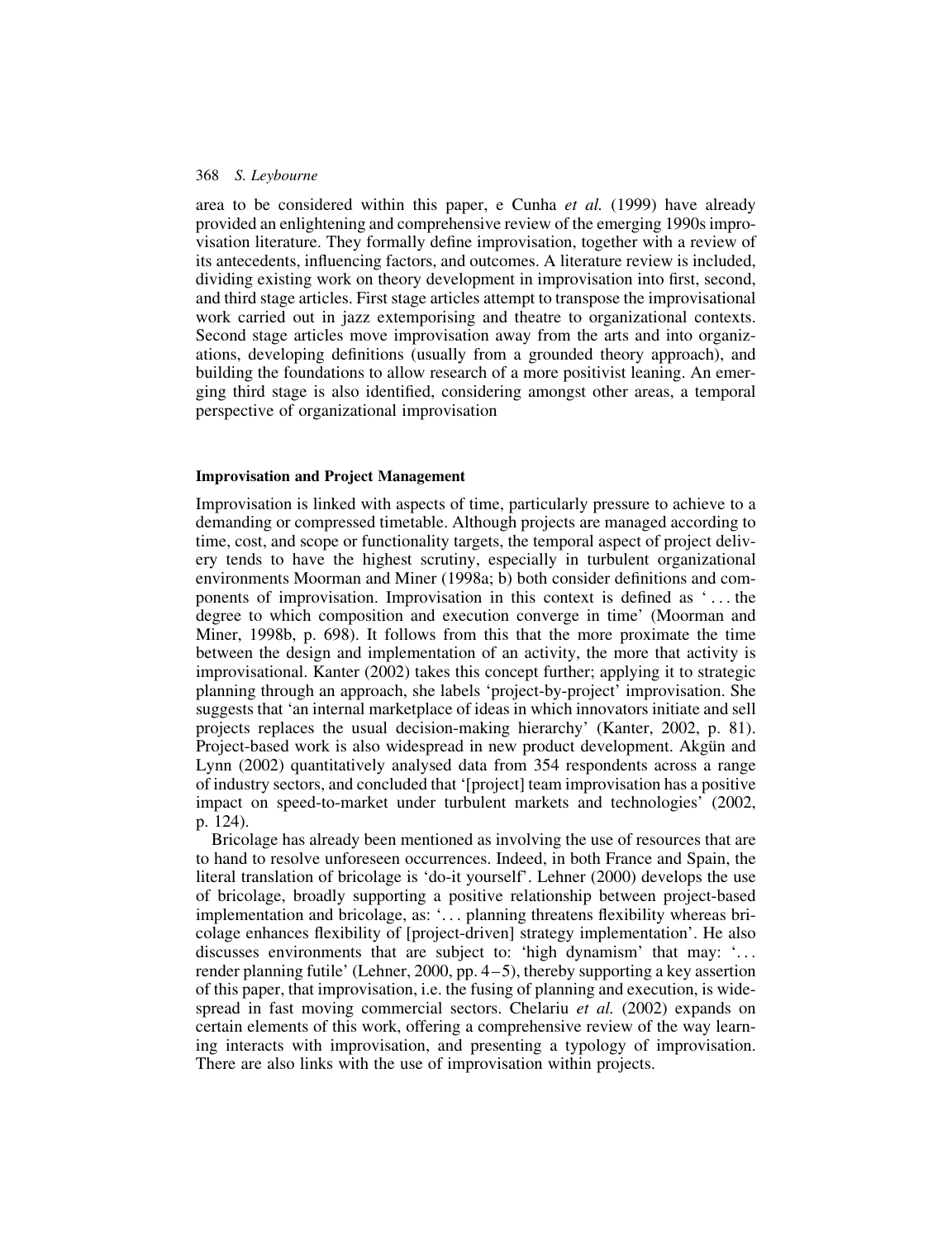area to be considered within this paper, e Cunha *et al.* (1999) have already provided an enlightening and comprehensive review of the emerging 1990s improvisation literature. They formally define improvisation, together with a review of its antecedents, influencing factors, and outcomes. A literature review is included, dividing existing work on theory development in improvisation into first, second, and third stage articles. First stage articles attempt to transpose the improvisational work carried out in jazz extemporising and theatre to organizational contexts. Second stage articles move improvisation away from the arts and into organizations, developing definitions (usually from a grounded theory approach), and building the foundations to allow research of a more positivist leaning. An emerging third stage is also identified, considering amongst other areas, a temporal perspective of organizational improvisation

**Improvisation and Project Management**

Improvisation is linked with aspects of time, particularly pressure to achieve to a demanding or compressed timetable. Although projects are managed according to time, cost, and scope or functionality targets, the temporal aspect of project delivery tends to have the highest scrutiny, especially in turbulent organizational environments Moorman and Miner (1998a; b) both consider definitions and components of improvisation. Improvisation in this context is defined as '... the degree to which composition and execution converge in time' (Moorman and Miner, 1998b, p. 698). It follows from this that the more proximate the time between the design and implementation of an activity, the more that activity is improvisational. Kanter (2002) takes this concept further; applying it to strategic planning through an approach, she labels 'project-by-project' improvisation. She suggests that 'an internal marketplace of ideas in which innovators initiate and sell projects replaces the usual decision-making hierarchy' (Kanter, 2002, p. 81). Project-based work is also widespread in new product development. Akgün and Lynn (2002) quantitatively analysed data from 354 respondents across a range of industry sectors, and concluded that '[project] team improvisation has a positive impact on speed-to-market under turbulent markets and technologies' (2002, p. 124).

Bricolage has already been mentioned as involving the use of resources that are to hand to resolve unforeseen occurrences. Indeed, in both France and Spain, the literal translation of bricolage is 'do-it yourself'. Lehner (2000) develops the use of bricolage, broadly supporting a positive relationship between project-based implementation and bricolage, as: '... planning threatens flexibility whereas bricolage enhances flexibility of [project-driven] strategy implementation'. He also discusses environments that are subject to: 'high dynamism' that may: '... render planning futile' (Lehner, 2000, pp. 4–5), thereby supporting a key assertion of this paper, that improvisation, i.e. the fusing of planning and execution, is widespread in fast moving commercial sectors. Chelariu *et al.* (2002) expands on certain elements of this work, offering a comprehensive review of the way learning interacts with improvisation, and presenting a typology of improvisation. There are also links with the use of improvisation within projects.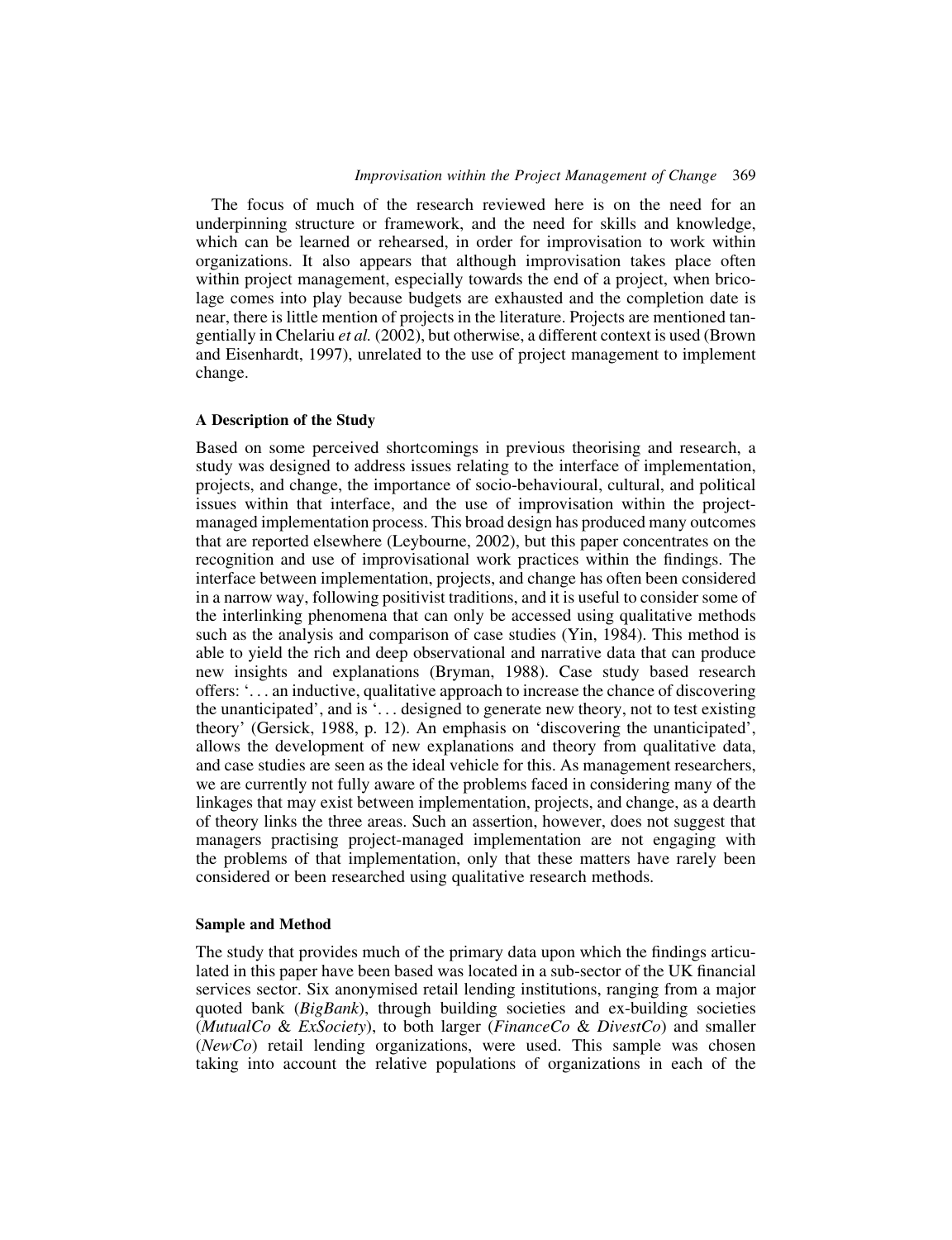The focus of much of the research reviewed here is on the need for an underpinning structure or framework, and the need for skills and knowledge, which can be learned or rehearsed, in order for improvisation to work within organizations. It also appears that although improvisation takes place often within project management, especially towards the end of a project, when bricolage comes into play because budgets are exhausted and the completion date is near, there is little mention of projects in the literature. Projects are mentioned tangentially in Chelariu *et al.* (2002), but otherwise, a different context is used (Brown and Eisenhardt, 1997), unrelated to the use of project management to implement change.

### A Description of the Study

Based on some perceived shortcomings in previous theorising and research, a study was designed to address issues relating to the interface of implementation, projects, and change, the importance of socio-behavioural, cultural, and political issues within that interface, and the use of improvisation within the project-managed implementation process. This broad design has produced many outcomes that are reported elsewhere (Leybourne, 2002), but this paper concentrates on the recognition and use of improvisational work practices within the findings. The interface between implementation, projects, and change has often been considered in a narrow way, following positivist traditions, and it is useful to consider some of the interlinking phenomena that can only be accessed using qualitative methods such as the analysis and comparison of case studies (Yin, 1984). This method is able to yield the rich and deep observational and narrative data that can produce new insights and explanations (Bryman, 1988). Case study based research offers: '. . . an inductive, qualitative approach to increase the chance of discovering the unanticipated', and is '. . . designed to generate new theory, not to test existing theory' (Gersick, 1988, p. 12). An emphasis on 'discovering the unanticipated', allows the development of new explanations and theory from qualitative data, and case studies are seen as the ideal vehicle for this. As management researchers, we are currently not fully aware of the problems faced in considering many of the linkages that may exist between implementation, projects, and change, as a dearth of theory links the three areas. Such an assertion, however, does not suggest that managers practising project-managed implementation are not engaging with the problems of that implementation, only that these matters have rarely been considered or been researched using qualitative research methods.

### Sample and Method

The study that provides much of the primary data upon which the findings articulated in this paper have been based was located in a sub-sector of the UK financial services sector. Six anonymised retail lending institutions, ranging from a major quoted bank (*BigBank*), through building societies and ex-building societies (*MutualCo* & *ExSociety*), to both larger (*FinanceCo* & *DivestCo*) and smaller (*NewCo*) retail lending organizations, were used. This sample was chosen taking into account the relative populations of organizations in each of the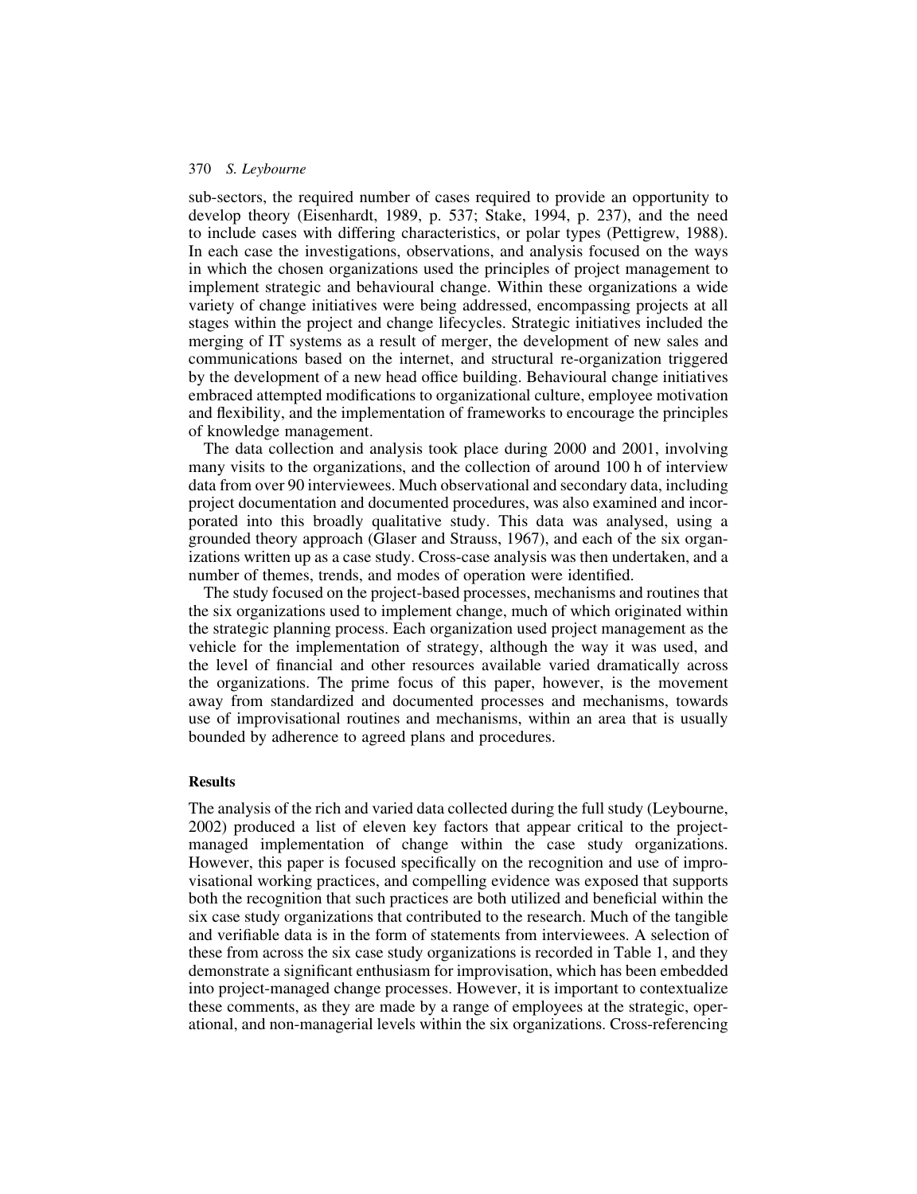sub-sectors, the required number of cases required to provide an opportunity to develop theory (Eisenhardt, 1989, p. 537; Stake, 1994, p. 237), and the need to include cases with differing characteristics, or polar types (Pettigrew, 1988). In each case the investigations, observations, and analysis focused on the ways in which the chosen organizations used the principles of project management to implement strategic and behavioural change. Within these organizations a wide variety of change initiatives were being addressed, encompassing projects at all stages within the project and change lifecycles. Strategic initiatives included the merging of IT systems as a result of merger, the development of new sales and communications based on the internet, and structural re-organization triggered by the development of a new head office building. Behavioural change initiatives embraced attempted modifications to organizational culture, employee motivation and flexibility, and the implementation of frameworks to encourage the principles of knowledge management.

The data collection and analysis took place during 2000 and 2001, involving many visits to the organizations, and the collection of around 100 h of interview data from over 90 interviewees. Much observational and secondary data, including project documentation and documented procedures, was also examined and incorporated into this broadly qualitative study. This data was analysed, using a grounded theory approach (Glaser and Strauss, 1967), and each of the six organizations written up as a case study. Cross-case analysis was then undertaken, and a number of themes, trends, and modes of operation were identified.

The study focused on the project-based processes, mechanisms and routines that the six organizations used to implement change, much of which originated within the strategic planning process. Each organization used project management as the vehicle for the implementation of strategy, although the way it was used, and the level of financial and other resources available varied dramatically across the organizations. The prime focus of this paper, however, is the movement away from standardized and documented processes and mechanisms, towards use of improvisational routines and mechanisms, within an area that is usually bounded by adherence to agreed plans and procedures.

## Results

The analysis of the rich and varied data collected during the full study (Leybourne, 2002) produced a list of eleven key factors that appear critical to the project-managed implementation of change within the case study organizations. However, this paper is focused specifically on the recognition and use of improvisational working practices, and compelling evidence was exposed that supports both the recognition that such practices are both utilized and beneficial within the six case study organizations that contributed to the research. Much of the tangible and verifiable data is in the form of statements from interviewees. A selection of these from across the six case study organizations is recorded in Table 1, and they demonstrate a significant enthusiasm for improvisation, which has been embedded into project-managed change processes. However, it is important to contextualize these comments, as they are made by a range of employees at the strategic, operational, and non-managerial levels within the six organizations. Cross-referencing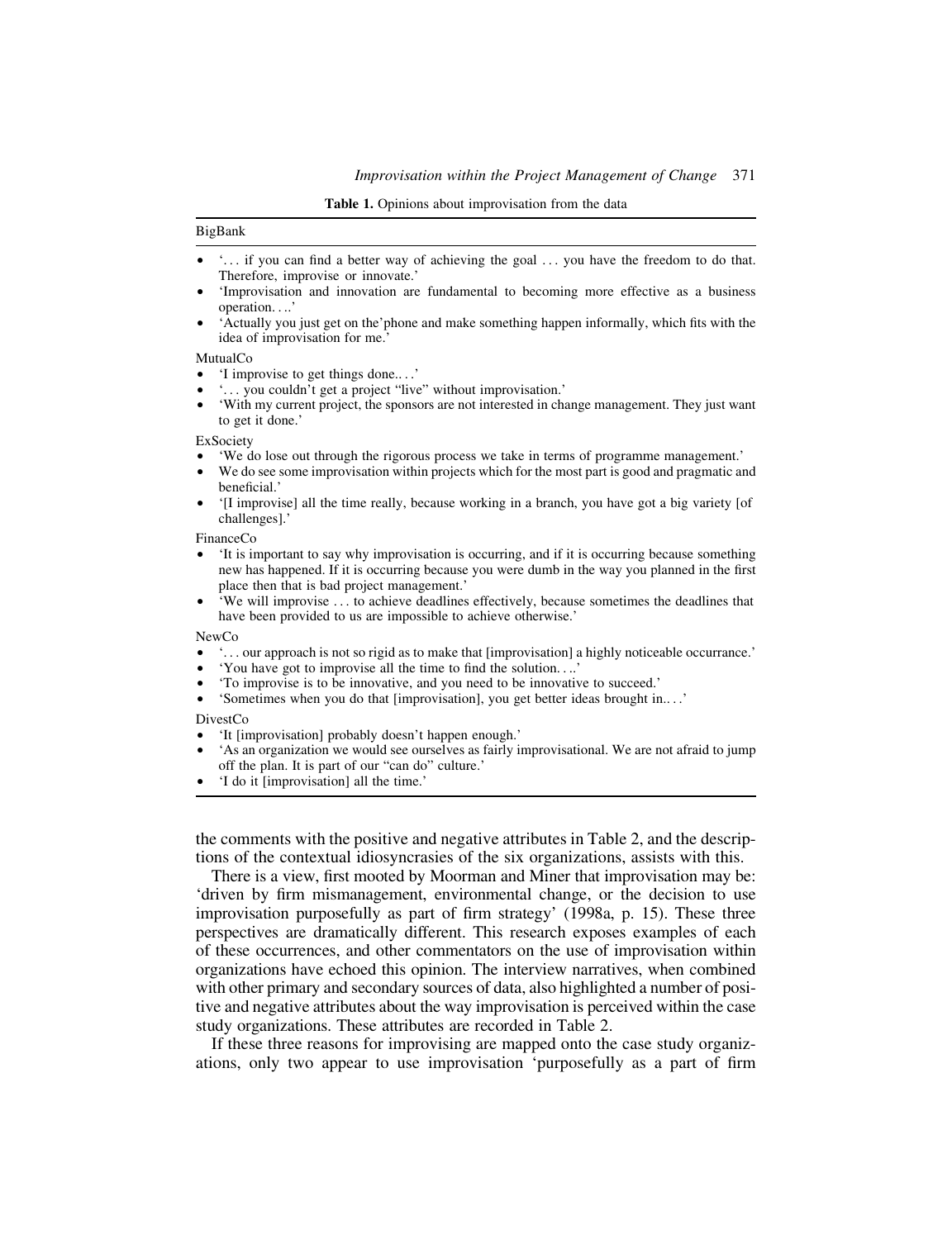**Table 1.** Opinions about improvisation from the data

BigBank

- '… if you can find a better way of achieving the goal … you have the freedom to do that. Therefore, improvise or innovate.'
- 'Improvisation and innovation are fundamental to becoming more effective as a business operation….'
- 'Actually you just get on the'phone and make something happen informally, which fits with the idea of improvisation for me.'

MutualCo

- 'I improvise to get things done..…'
- '… you couldn't get a project "live" without improvisation.'
- 'With my current project, the sponsors are not interested in change management. They just want to get it done.'

ExSociety

- 'We do lose out through the rigorous process we take in terms of programme management.'
- We do see some improvisation within projects which for the most part is good and pragmatic and beneficial.'
- '[I improvise] all the time really, because working in a branch, you have got a big variety [of challenges].'

FinanceCo

- 'It is important to say why improvisation is occurring, and if it is occurring because something new has happened. If it is occurring because you were dumb in the way you planned in the first place then that is bad project management.'
- 'We will improvise … to achieve deadlines effectively, because sometimes the deadlines that have been provided to us are impossible to achieve otherwise.'

NewCo

- '… our approach is not so rigid as to make that [improvisation] a highly noticeable occurrance.'
- 'You have got to improvise all the time to find the solution….'
- 'To improvise is to be innovative, and you need to be innovative to succeed.'
- 'Sometimes when you do that [improvisation], you get better ideas brought in..…'

DivestCo

- 'It [improvisation] probably doesn't happen enough.'
- 'As an organization we would see ourselves as fairly improvisational. We are not afraid to jump off the plan. It is part of our "can do" culture.'
- 'I do it [improvisation] all the time.'

the comments with the positive and negative attributes in Table 2, and the descriptions of the contextual idiosyncrasies of the six organizations, assists with this.

There is a view, first mooted by Moorman and Miner that improvisation may be: 'driven by firm mismanagement, environmental change, or the decision to use improvisation purposefully as part of firm strategy' (1998a, p. 15). These three perspectives are dramatically different. This research exposes examples of each of these occurrences, and other commentators on the use of improvisation within organizations have echoed this opinion. The interview narratives, when combined with other primary and secondary sources of data, also highlighted a number of positive and negative attributes about the way improvisation is perceived within the case study organizations. These attributes are recorded in Table 2.

If these three reasons for improvising are mapped onto the case study organizations, only two appear to use improvisation 'purposefully as a part of firm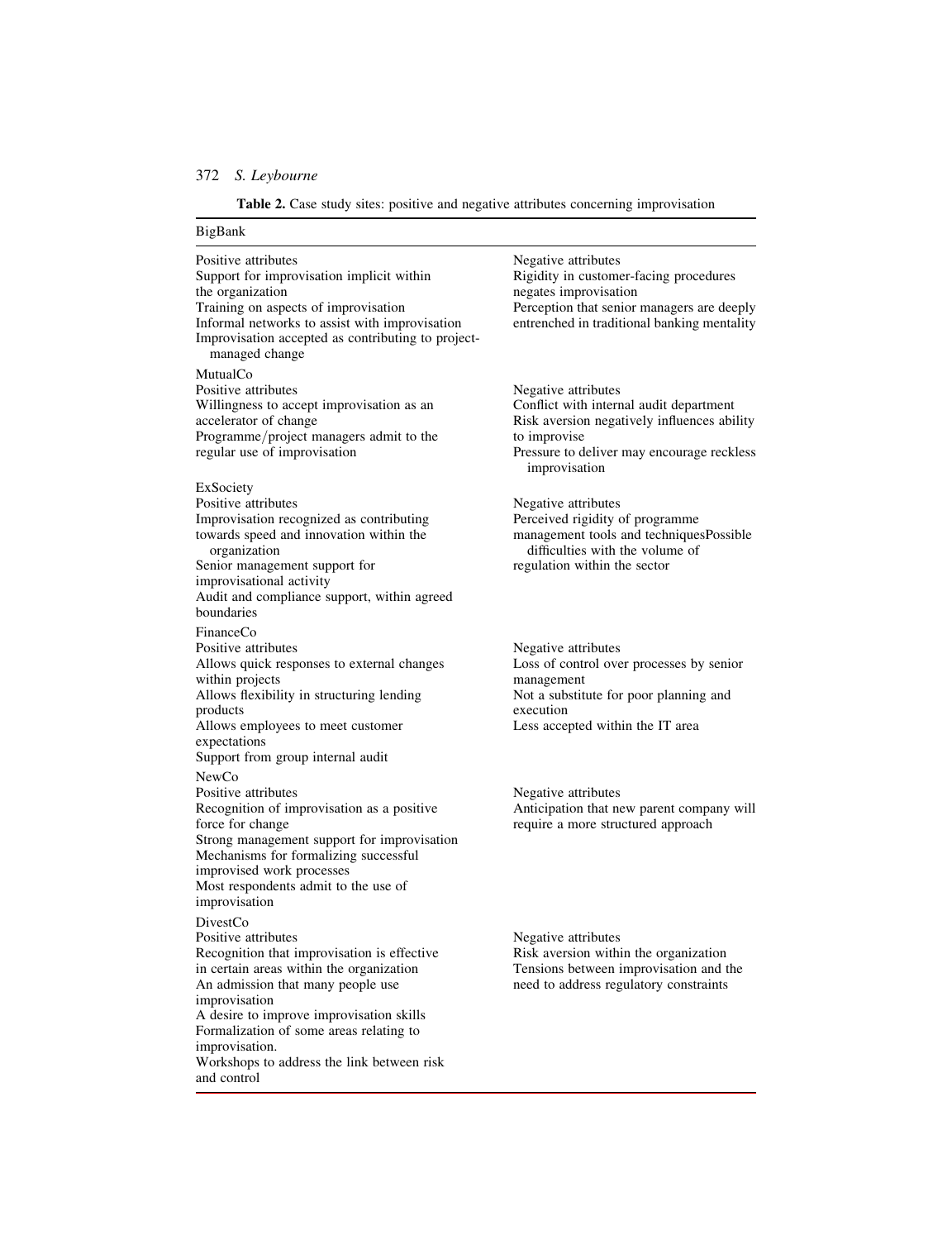**Table 2.** Case study sites: positive and negative attributes concerning improvisation

| Positive attributes | Negative attributes |
|---|---|
| **BigBank** | |
| Support for improvisation implicit within the organization<br>Training on aspects of improvisation<br>Informal networks to assist with improvisation<br>Improvisation accepted as contributing to project-managed change | Rigidity in customer-facing procedures negates improvisation<br>Perception that senior managers are deeply entrenched in traditional banking mentality |
| **MutualCo** | |
| Willingness to accept improvisation as an accelerator of change<br>Programme/project managers admit to the regular use of improvisation | Conflict with internal audit department<br>Risk aversion negatively influences ability to improvise<br>Pressure to deliver may encourage reckless improvisation |
| **ExSociety** | |
| Improvisation recognized as contributing towards speed and innovation within the organization<br>Senior management support for improvisational activity<br>Audit and compliance support, within agreed boundaries | Perceived rigidity of programme management tools and techniquesPossible difficulties with the volume of regulation within the sector |
| **FinanceCo** | |
| Allows quick responses to external changes within projects<br>Allows flexibility in structuring lending products<br>Allows employees to meet customer expectations<br>Support from group internal audit | Loss of control over processes by senior management<br>Not a substitute for poor planning and execution<br>Less accepted within the IT area |
| **NewCo** | |
| Recognition of improvisation as a positive force for change<br>Strong management support for improvisation<br>Mechanisms for formalizing successful improvised work processes<br>Most respondents admit to the use of improvisation | Anticipation that new parent company will require a more structured approach |
| **DivestCo** | |
| Recognition that improvisation is effective in certain areas within the organization<br>An admission that many people use improvisation<br>A desire to improve improvisation skills<br>Formalization of some areas relating to improvisation.<br>Workshops to address the link between risk and control | Risk aversion within the organization<br>Tensions between improvisation and the need to address regulatory constraints |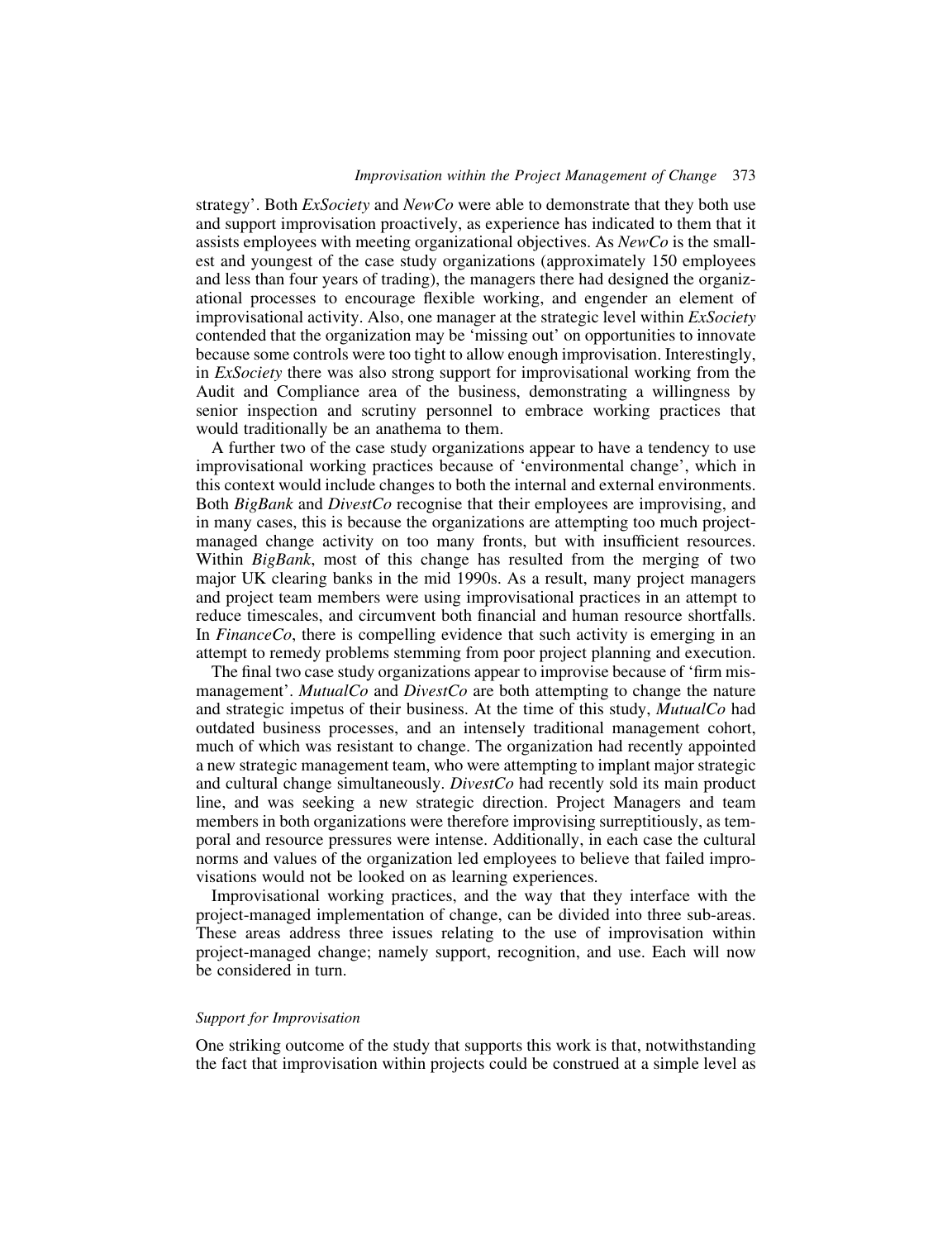strategy'. Both *ExSociety* and *NewCo* were able to demonstrate that they both use and support improvisation proactively, as experience has indicated to them that it assists employees with meeting organizational objectives. As *NewCo* is the smallest and youngest of the case study organizations (approximately 150 employees and less than four years of trading), the managers there had designed the organizational processes to encourage flexible working, and engender an element of improvisational activity. Also, one manager at the strategic level within *ExSociety* contended that the organization may be 'missing out' on opportunities to innovate because some controls were too tight to allow enough improvisation. Interestingly, in *ExSociety* there was also strong support for improvisational working from the Audit and Compliance area of the business, demonstrating a willingness by senior inspection and scrutiny personnel to embrace working practices that would traditionally be an anathema to them.

A further two of the case study organizations appear to have a tendency to use improvisational working practices because of 'environmental change', which in this context would include changes to both the internal and external environments. Both *BigBank* and *DivestCo* recognise that their employees are improvising, and in many cases, this is because the organizations are attempting too much project-managed change activity on too many fronts, but with insufficient resources. Within *BigBank*, most of this change has resulted from the merging of two major UK clearing banks in the mid 1990s. As a result, many project managers and project team members were using improvisational practices in an attempt to reduce timescales, and circumvent both financial and human resource shortfalls. In *FinanceCo*, there is compelling evidence that such activity is emerging in an attempt to remedy problems stemming from poor project planning and execution.

The final two case study organizations appear to improvise because of 'firm mismanagement'. *MutualCo* and *DivestCo* are both attempting to change the nature and strategic impetus of their business. At the time of this study, *MutualCo* had outdated business processes, and an intensely traditional management cohort, much of which was resistant to change. The organization had recently appointed a new strategic management team, who were attempting to implant major strategic and cultural change simultaneously. *DivestCo* had recently sold its main product line, and was seeking a new strategic direction. Project Managers and team members in both organizations were therefore improvising surreptitiously, as temporal and resource pressures were intense. Additionally, in each case the cultural norms and values of the organization led employees to believe that failed improvisations would not be looked on as learning experiences.

Improvisational working practices, and the way that they interface with the project-managed implementation of change, can be divided into three sub-areas. These areas address three issues relating to the use of improvisation within project-managed change; namely support, recognition, and use. Each will now be considered in turn.

### *Support for Improvisation*

One striking outcome of the study that supports this work is that, notwithstanding the fact that improvisation within projects could be construed at a simple level as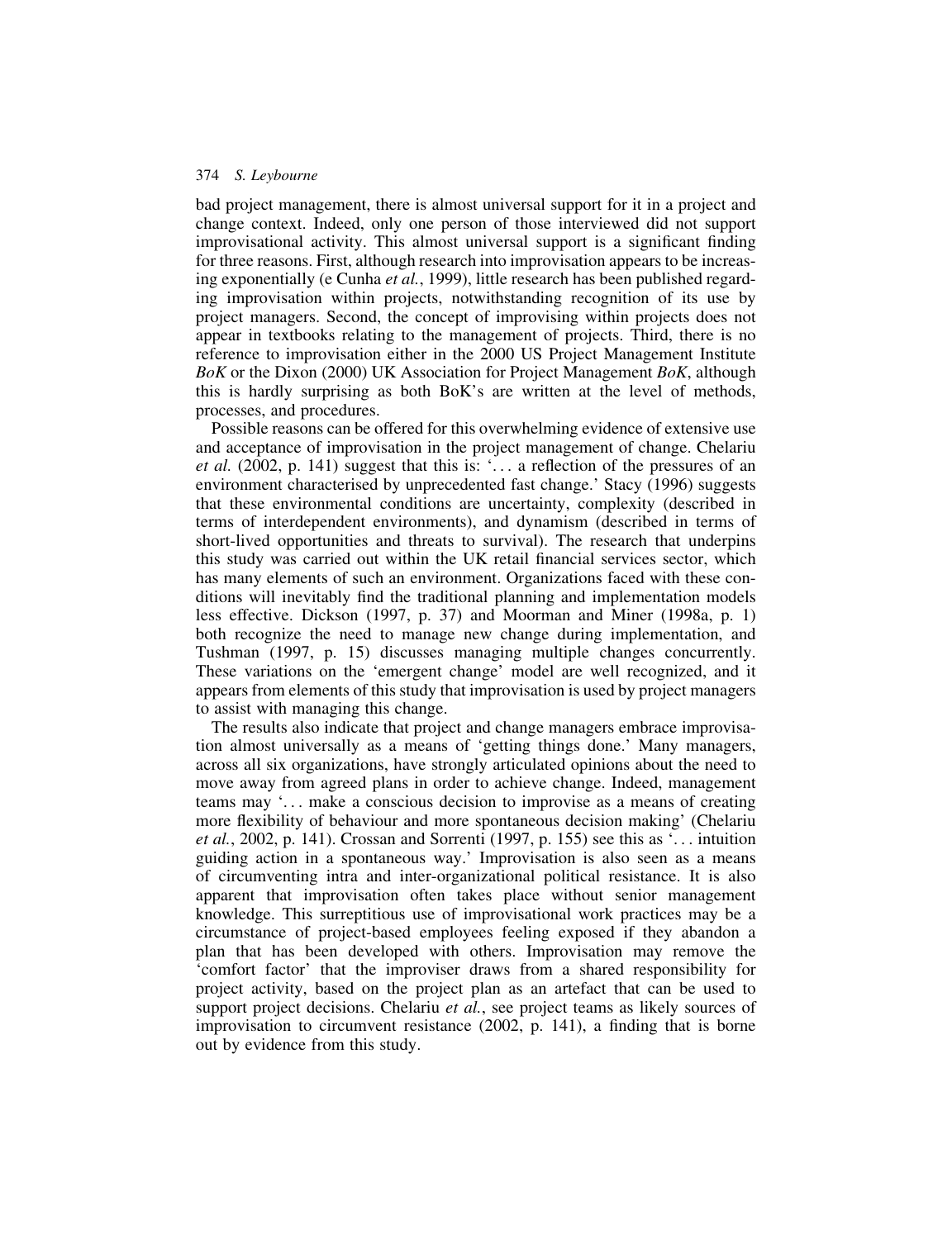bad project management, there is almost universal support for it in a project and change context. Indeed, only one person of those interviewed did not support improvisational activity. This almost universal support is a significant finding for three reasons. First, although research into improvisation appears to be increasing exponentially (e Cunha *et al.*, 1999), little research has been published regarding improvisation within projects, notwithstanding recognition of its use by project managers. Second, the concept of improvising within projects does not appear in textbooks relating to the management of projects. Third, there is no reference to improvisation either in the 2000 US Project Management Institute *BoK* or the Dixon (2000) UK Association for Project Management *BoK*, although this is hardly surprising as both BoK's are written at the level of methods, processes, and procedures.

Possible reasons can be offered for this overwhelming evidence of extensive use and acceptance of improvisation in the project management of change. Chelariu *et al.* (2002, p. 141) suggest that this is: '. . . a reflection of the pressures of an environment characterised by unprecedented fast change.' Stacy (1996) suggests that these environmental conditions are uncertainty, complexity (described in terms of interdependent environments), and dynamism (described in terms of short-lived opportunities and threats to survival). The research that underpins this study was carried out within the UK retail financial services sector, which has many elements of such an environment. Organizations faced with these conditions will inevitably find the traditional planning and implementation models less effective. Dickson (1997, p. 37) and Moorman and Miner (1998a, p. 1) both recognize the need to manage new change during implementation, and Tushman (1997, p. 15) discusses managing multiple changes concurrently. These variations on the 'emergent change' model are well recognized, and it appears from elements of this study that improvisation is used by project managers to assist with managing this change.

The results also indicate that project and change managers embrace improvisation almost universally as a means of 'getting things done.' Many managers, across all six organizations, have strongly articulated opinions about the need to move away from agreed plans in order to achieve change. Indeed, management teams may '. . . make a conscious decision to improvise as a means of creating more flexibility of behaviour and more spontaneous decision making' (Chelariu *et al.*, 2002, p. 141). Crossan and Sorrenti (1997, p. 155) see this as '. . . intuition guiding action in a spontaneous way.' Improvisation is also seen as a means of circumventing intra and inter-organizational political resistance. It is also apparent that improvisation often takes place without senior management knowledge. This surreptitious use of improvisational work practices may be a circumstance of project-based employees feeling exposed if they abandon a plan that has been developed with others. Improvisation may remove the 'comfort factor' that the improviser draws from a shared responsibility for project activity, based on the project plan as an artefact that can be used to support project decisions. Chelariu *et al.*, see project teams as likely sources of improvisation to circumvent resistance (2002, p. 141), a finding that is borne out by evidence from this study.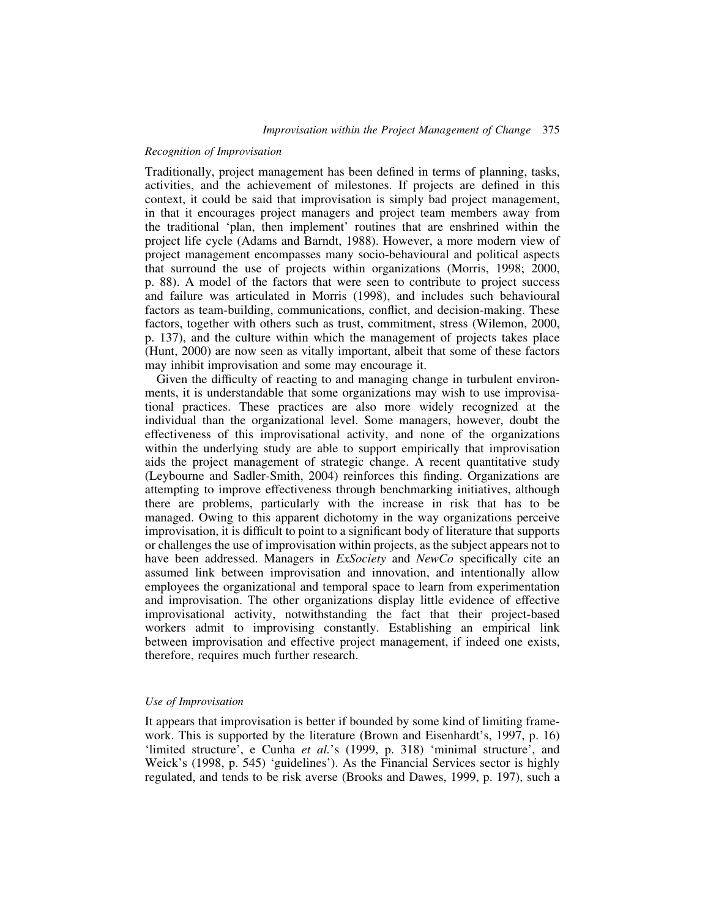### *Recognition of Improvisation*

Traditionally, project management has been defined in terms of planning, tasks, activities, and the achievement of milestones. If projects are defined in this context, it could be said that improvisation is simply bad project management, in that it encourages project managers and project team members away from the traditional 'plan, then implement' routines that are enshrined within the project life cycle (Adams and Barndt, 1988). However, a more modern view of project management encompasses many socio-behavioural and political aspects that surround the use of projects within organizations (Morris, 1998; 2000, p. 88). A model of the factors that were seen to contribute to project success and failure was articulated in Morris (1998), and includes such behavioural factors as team-building, communications, conflict, and decision-making. These factors, together with others such as trust, commitment, stress (Wilemon, 2000, p. 137), and the culture within which the management of projects takes place (Hunt, 2000) are now seen as vitally important, albeit that some of these factors may inhibit improvisation and some may encourage it.

Given the difficulty of reacting to and managing change in turbulent environments, it is understandable that some organizations may wish to use improvisational practices. These practices are also more widely recognized at the individual than the organizational level. Some managers, however, doubt the effectiveness of this improvisational activity, and none of the organizations within the underlying study are able to support empirically that improvisation aids the project management of strategic change. A recent quantitative study (Leybourne and Sadler-Smith, 2004) reinforces this finding. Organizations are attempting to improve effectiveness through benchmarking initiatives, although there are problems, particularly with the increase in risk that has to be managed. Owing to this apparent dichotomy in the way organizations perceive improvisation, it is difficult to point to a significant body of literature that supports or challenges the use of improvisation within projects, as the subject appears not to have been addressed. Managers in *ExSociety* and *NewCo* specifically cite an assumed link between improvisation and innovation, and intentionally allow employees the organizational and temporal space to learn from experimentation and improvisation. The other organizations display little evidence of effective improvisational activity, notwithstanding the fact that their project-based workers admit to improvising constantly. Establishing an empirical link between improvisation and effective project management, if indeed one exists, therefore, requires much further research.

### *Use of Improvisation*

It appears that improvisation is better if bounded by some kind of limiting framework. This is supported by the literature (Brown and Eisenhardt's, 1997, p. 16) 'limited structure', e Cunha *et al.*'s (1999, p. 318) 'minimal structure', and Weick's (1998, p. 545) 'guidelines'). As the Financial Services sector is highly regulated, and tends to be risk averse (Brooks and Dawes, 1999, p. 197), such a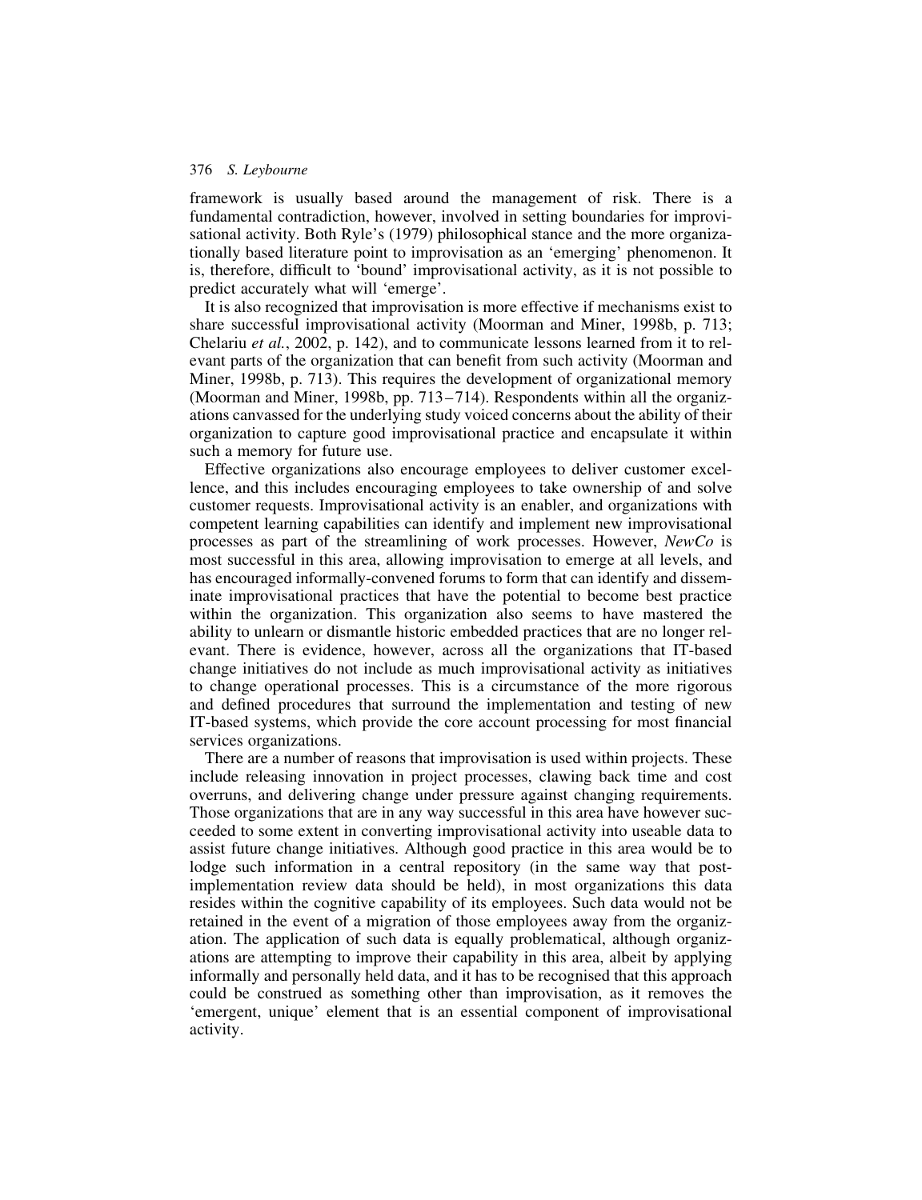framework is usually based around the management of risk. There is a fundamental contradiction, however, involved in setting boundaries for improvisational activity. Both Ryle's (1979) philosophical stance and the more organizationally based literature point to improvisation as an 'emerging' phenomenon. It is, therefore, difficult to 'bound' improvisational activity, as it is not possible to predict accurately what will 'emerge'.

It is also recognized that improvisation is more effective if mechanisms exist to share successful improvisational activity (Moorman and Miner, 1998b, p. 713; Chelariu *et al.*, 2002, p. 142), and to communicate lessons learned from it to relevant parts of the organization that can benefit from such activity (Moorman and Miner, 1998b, p. 713). This requires the development of organizational memory (Moorman and Miner, 1998b, pp. 713–714). Respondents within all the organizations canvassed for the underlying study voiced concerns about the ability of their organization to capture good improvisational practice and encapsulate it within such a memory for future use.

Effective organizations also encourage employees to deliver customer excellence, and this includes encouraging employees to take ownership of and solve customer requests. Improvisational activity is an enabler, and organizations with competent learning capabilities can identify and implement new improvisational processes as part of the streamlining of work processes. However, *NewCo* is most successful in this area, allowing improvisation to emerge at all levels, and has encouraged informally-convened forums to form that can identify and disseminate improvisational practices that have the potential to become best practice within the organization. This organization also seems to have mastered the ability to unlearn or dismantle historic embedded practices that are no longer relevant. There is evidence, however, across all the organizations that IT-based change initiatives do not include as much improvisational activity as initiatives to change operational processes. This is a circumstance of the more rigorous and defined procedures that surround the implementation and testing of new IT-based systems, which provide the core account processing for most financial services organizations.

There are a number of reasons that improvisation is used within projects. These include releasing innovation in project processes, clawing back time and cost overruns, and delivering change under pressure against changing requirements. Those organizations that are in any way successful in this area have however succeeded to some extent in converting improvisational activity into useable data to assist future change initiatives. Although good practice in this area would be to lodge such information in a central repository (in the same way that post-implementation review data should be held), in most organizations this data resides within the cognitive capability of its employees. Such data would not be retained in the event of a migration of those employees away from the organization. The application of such data is equally problematical, although organizations are attempting to improve their capability in this area, albeit by applying informally and personally held data, and it has to be recognised that this approach could be construed as something other than improvisation, as it removes the 'emergent, unique' element that is an essential component of improvisational activity.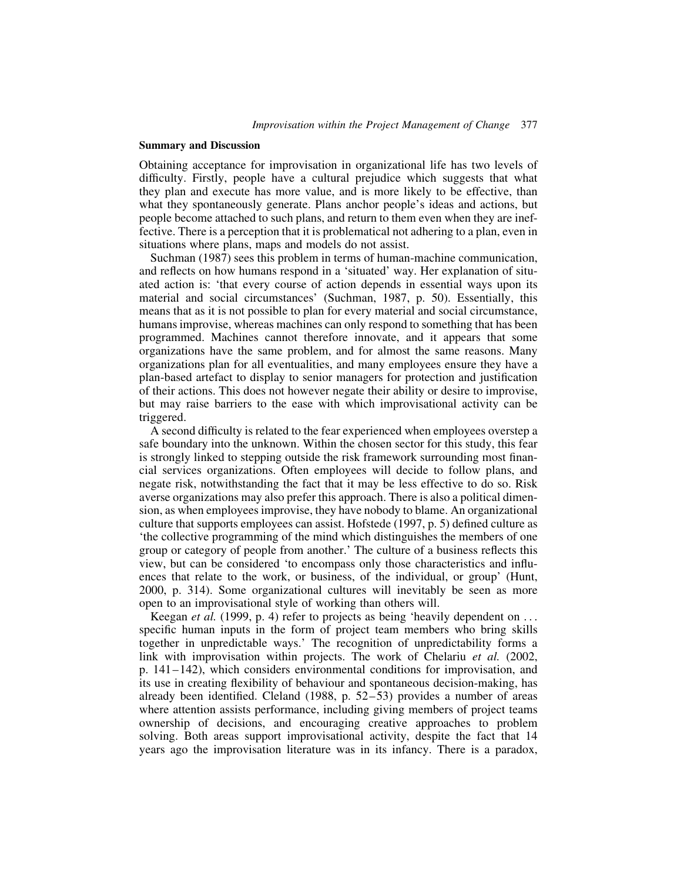**Summary and Discussion**

Obtaining acceptance for improvisation in organizational life has two levels of difficulty. Firstly, people have a cultural prejudice which suggests that what they plan and execute has more value, and is more likely to be effective, than what they spontaneously generate. Plans anchor people's ideas and actions, but people become attached to such plans, and return to them even when they are ineffective. There is a perception that it is problematical not adhering to a plan, even in situations where plans, maps and models do not assist.

Suchman (1987) sees this problem in terms of human-machine communication, and reflects on how humans respond in a 'situated' way. Her explanation of situated action is: 'that every course of action depends in essential ways upon its material and social circumstances' (Suchman, 1987, p. 50). Essentially, this means that as it is not possible to plan for every material and social circumstance, humans improvise, whereas machines can only respond to something that has been programmed. Machines cannot therefore innovate, and it appears that some organizations have the same problem, and for almost the same reasons. Many organizations plan for all eventualities, and many employees ensure they have a plan-based artefact to display to senior managers for protection and justification of their actions. This does not however negate their ability or desire to improvise, but may raise barriers to the ease with which improvisational activity can be triggered.

A second difficulty is related to the fear experienced when employees overstep a safe boundary into the unknown. Within the chosen sector for this study, this fear is strongly linked to stepping outside the risk framework surrounding most financial services organizations. Often employees will decide to follow plans, and negate risk, notwithstanding the fact that it may be less effective to do so. Risk averse organizations may also prefer this approach. There is also a political dimension, as when employees improvise, they have nobody to blame. An organizational culture that supports employees can assist. Hofstede (1997, p. 5) defined culture as 'the collective programming of the mind which distinguishes the members of one group or category of people from another.' The culture of a business reflects this view, but can be considered 'to encompass only those characteristics and influences that relate to the work, or business, of the individual, or group' (Hunt, 2000, p. 314). Some organizational cultures will inevitably be seen as more open to an improvisational style of working than others will.

Keegan *et al.* (1999, p. 4) refer to projects as being 'heavily dependent on ... specific human inputs in the form of project team members who bring skills together in unpredictable ways.' The recognition of unpredictability forms a link with improvisation within projects. The work of Chelariu *et al.* (2002, p. 141–142), which considers environmental conditions for improvisation, and its use in creating flexibility of behaviour and spontaneous decision-making, has already been identified. Cleland (1988, p. 52–53) provides a number of areas where attention assists performance, including giving members of project teams ownership of decisions, and encouraging creative approaches to problem solving. Both areas support improvisational activity, despite the fact that 14 years ago the improvisation literature was in its infancy. There is a paradox,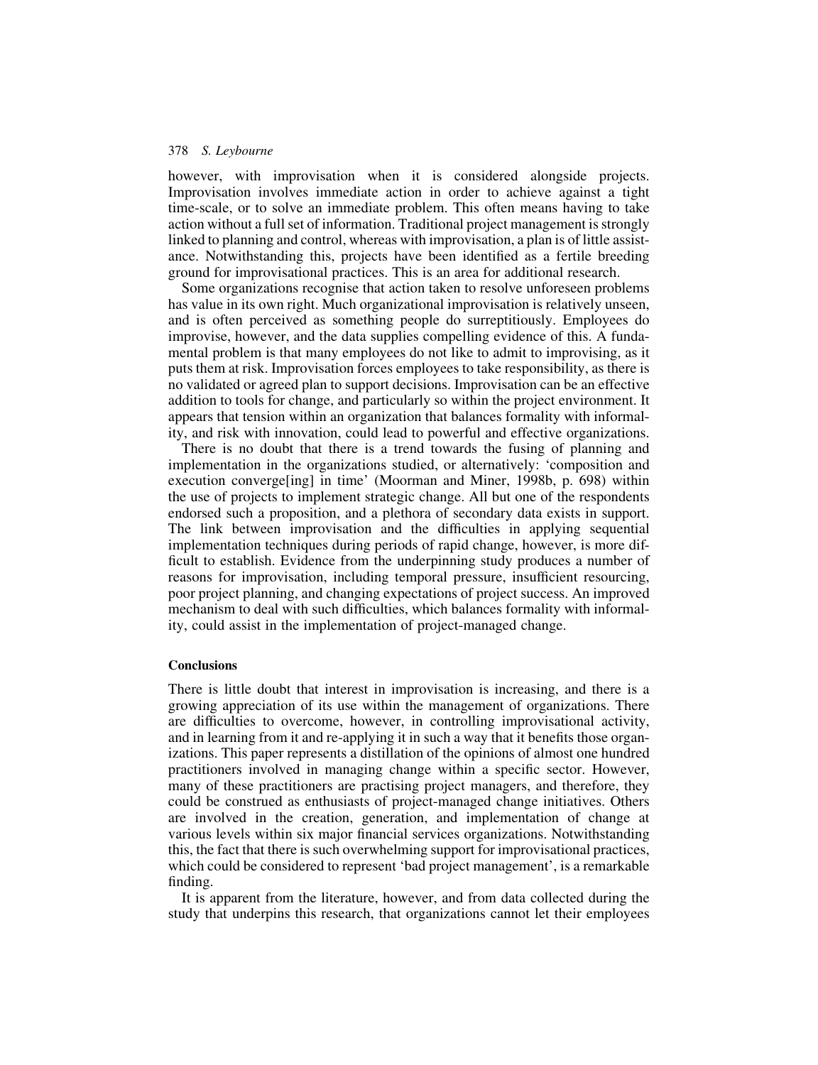however, with improvisation when it is considered alongside projects. Improvisation involves immediate action in order to achieve against a tight time-scale, or to solve an immediate problem. This often means having to take action without a full set of information. Traditional project management is strongly linked to planning and control, whereas with improvisation, a plan is of little assistance. Notwithstanding this, projects have been identified as a fertile breeding ground for improvisational practices. This is an area for additional research.

Some organizations recognise that action taken to resolve unforeseen problems has value in its own right. Much organizational improvisation is relatively unseen, and is often perceived as something people do surreptitiously. Employees do improvise, however, and the data supplies compelling evidence of this. A fundamental problem is that many employees do not like to admit to improvising, as it puts them at risk. Improvisation forces employees to take responsibility, as there is no validated or agreed plan to support decisions. Improvisation can be an effective addition to tools for change, and particularly so within the project environment. It appears that tension within an organization that balances formality with informality, and risk with innovation, could lead to powerful and effective organizations.

There is no doubt that there is a trend towards the fusing of planning and implementation in the organizations studied, or alternatively: 'composition and execution converge[ing] in time' (Moorman and Miner, 1998b, p. 698) within the use of projects to implement strategic change. All but one of the respondents endorsed such a proposition, and a plethora of secondary data exists in support. The link between improvisation and the difficulties in applying sequential implementation techniques during periods of rapid change, however, is more difficult to establish. Evidence from the underpinning study produces a number of reasons for improvisation, including temporal pressure, insufficient resourcing, poor project planning, and changing expectations of project success. An improved mechanism to deal with such difficulties, which balances formality with informality, could assist in the implementation of project-managed change.

## Conclusions

There is little doubt that interest in improvisation is increasing, and there is a growing appreciation of its use within the management of organizations. There are difficulties to overcome, however, in controlling improvisational activity, and in learning from it and re-applying it in such a way that it benefits those organizations. This paper represents a distillation of the opinions of almost one hundred practitioners involved in managing change within a specific sector. However, many of these practitioners are practising project managers, and therefore, they could be construed as enthusiasts of project-managed change initiatives. Others are involved in the creation, generation, and implementation of change at various levels within six major financial services organizations. Notwithstanding this, the fact that there is such overwhelming support for improvisational practices, which could be considered to represent 'bad project management', is a remarkable finding.

It is apparent from the literature, however, and from data collected during the study that underpins this research, that organizations cannot let their employees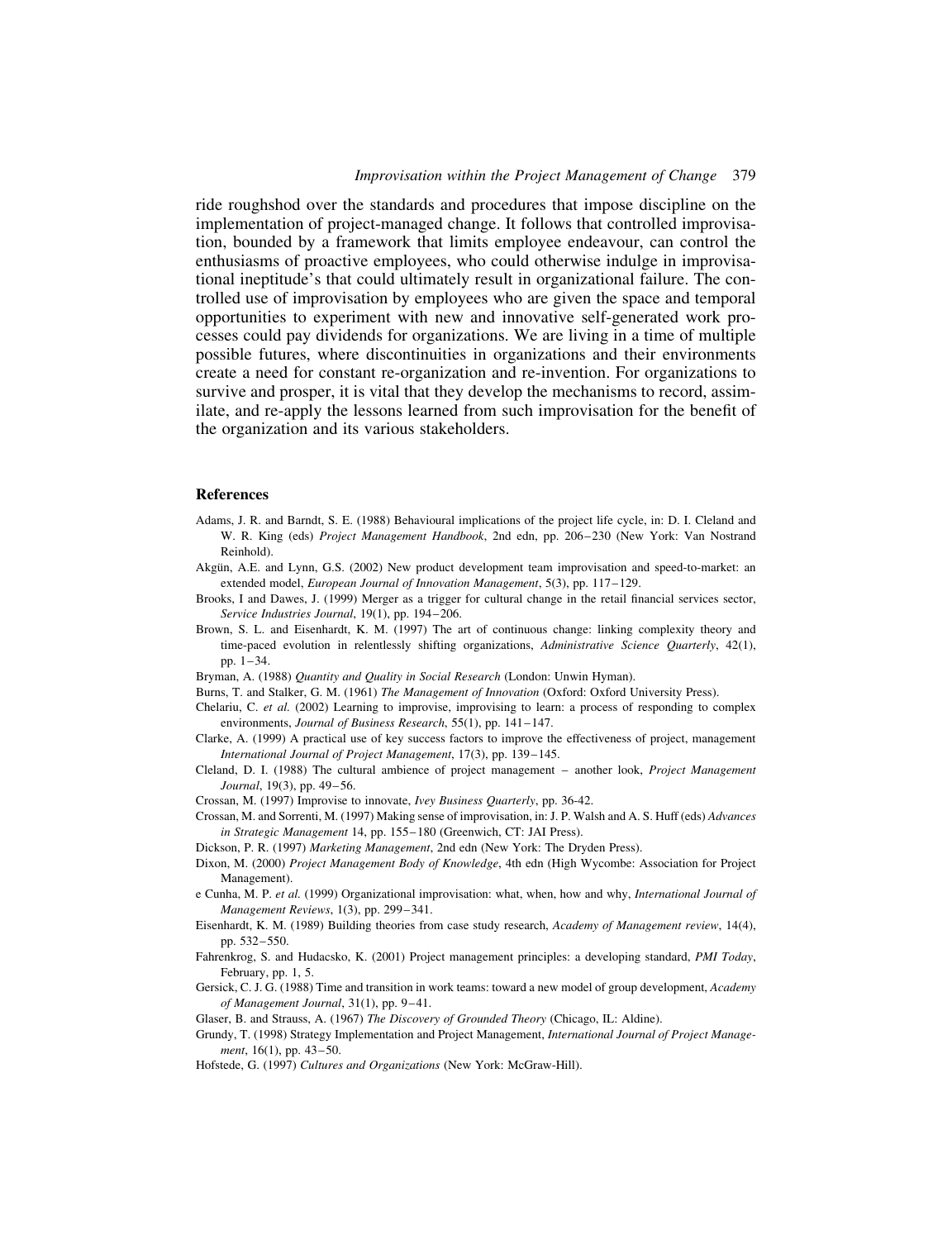ride roughshod over the standards and procedures that impose discipline on the implementation of project-managed change. It follows that controlled improvisation, bounded by a framework that limits employee endeavour, can control the enthusiasms of proactive employees, who could otherwise indulge in improvisational ineptitude's that could ultimately result in organizational failure. The controlled use of improvisation by employees who are given the space and temporal opportunities to experiment with new and innovative self-generated work processes could pay dividends for organizations. We are living in a time of multiple possible futures, where discontinuities in organizations and their environments create a need for constant re-organization and re-invention. For organizations to survive and prosper, it is vital that they develop the mechanisms to record, assimilate, and re-apply the lessons learned from such improvisation for the benefit of the organization and its various stakeholders.

## References

Adams, J. R. and Barndt, S. E. (1988) Behavioural implications of the project life cycle, in: D. I. Cleland and W. R. King (eds) *Project Management Handbook*, 2nd edn, pp. 206–230 (New York: Van Nostrand Reinhold).

Akgün, A.E. and Lynn, G.S. (2002) New product development team improvisation and speed-to-market: an extended model, *European Journal of Innovation Management*, 5(3), pp. 117–129.

Brooks, I and Dawes, J. (1999) Merger as a trigger for cultural change in the retail financial services sector, *Service Industries Journal*, 19(1), pp. 194–206.

Brown, S. L. and Eisenhardt, K. M. (1997) The art of continuous change: linking complexity theory and time-paced evolution in relentlessly shifting organizations, *Administrative Science Quarterly*, 42(1), pp. 1–34.

Bryman, A. (1988) *Quantity and Quality in Social Research* (London: Unwin Hyman).

Burns, T. and Stalker, G. M. (1961) *The Management of Innovation* (Oxford: Oxford University Press).

Chelariu, C. *et al.* (2002) Learning to improvise, improvising to learn: a process of responding to complex environments, *Journal of Business Research*, 55(1), pp. 141–147.

Clarke, A. (1999) A practical use of key success factors to improve the effectiveness of project, management *International Journal of Project Management*, 17(3), pp. 139–145.

Cleland, D. I. (1988) The cultural ambience of project management – another look, *Project Management Journal*, 19(3), pp. 49–56.

Crossan, M. (1997) Improvise to innovate, *Ivey Business Quarterly*, pp. 36-42.

Crossan, M. and Sorrenti, M. (1997) Making sense of improvisation, in: J. P. Walsh and A. S. Huff (eds) *Advances in Strategic Management* 14, pp. 155–180 (Greenwich, CT: JAI Press).

Dickson, P. R. (1997) *Marketing Management*, 2nd edn (New York: The Dryden Press).

Dixon, M. (2000) *Project Management Body of Knowledge*, 4th edn (High Wycombe: Association for Project Management).

e Cunha, M. P. *et al.* (1999) Organizational improvisation: what, when, how and why, *International Journal of Management Reviews*, 1(3), pp. 299–341.

Eisenhardt, K. M. (1989) Building theories from case study research, *Academy of Management review*, 14(4), pp. 532–550.

Fahrenkrog, S. and Hudacsko, K. (2001) Project management principles: a developing standard, *PMI Today*, February, pp. 1, 5.

Gersick, C. J. G. (1988) Time and transition in work teams: toward a new model of group development, *Academy of Management Journal*, 31(1), pp. 9–41.

Glaser, B. and Strauss, A. (1967) *The Discovery of Grounded Theory* (Chicago, IL: Aldine).

Grundy, T. (1998) Strategy Implementation and Project Management, *International Journal of Project Management*, 16(1), pp. 43–50.

Hofstede, G. (1997) *Cultures and Organizations* (New York: McGraw-Hill).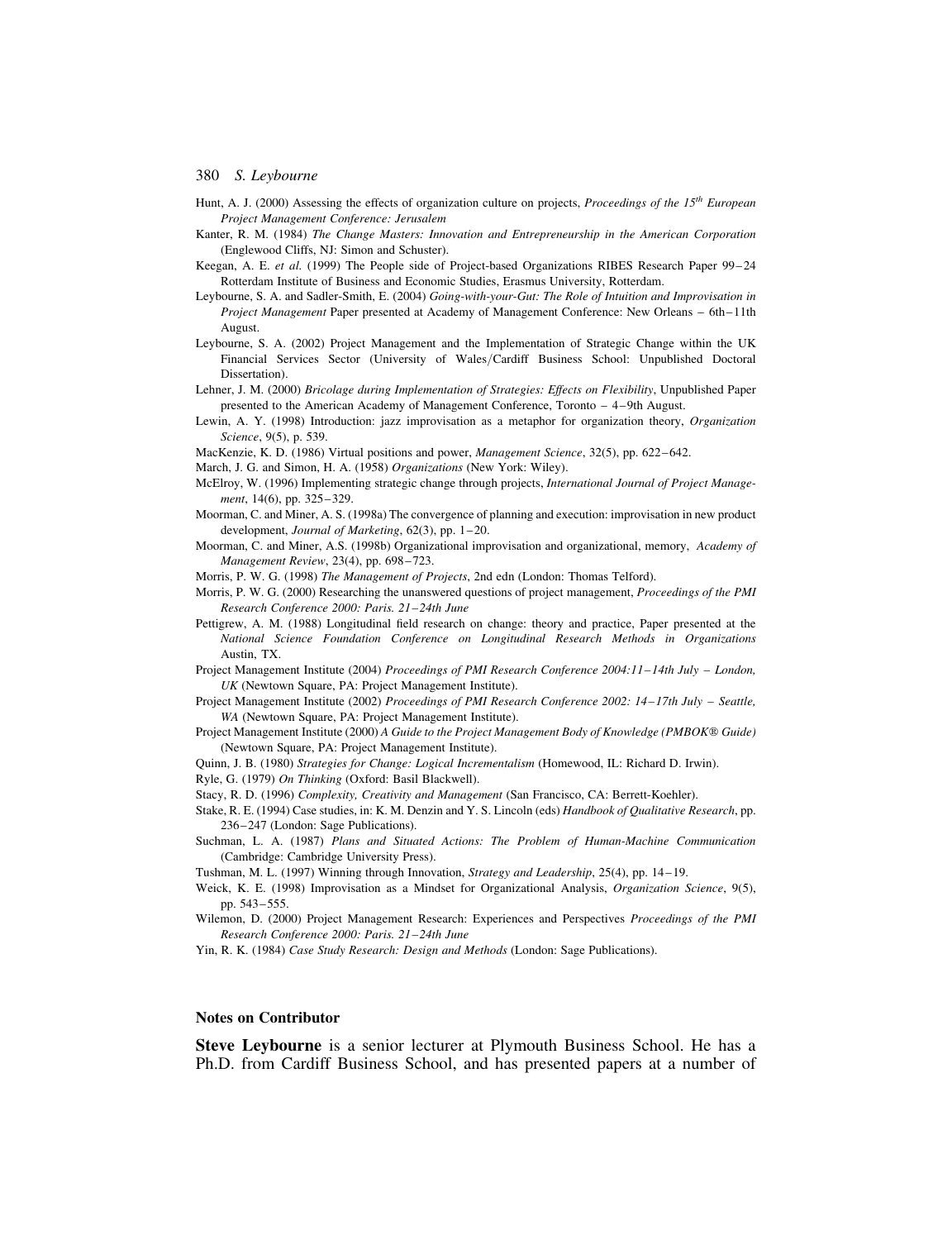Hunt, A. J. (2000) Assessing the effects of organization culture on projects, *Proceedings of the 15th European Project Management Conference: Jerusalem*

Kanter, R. M. (1984) *The Change Masters: Innovation and Entrepreneurship in the American Corporation* (Englewood Cliffs, NJ: Simon and Schuster).

Keegan, A. E. *et al.* (1999) The People side of Project-based Organizations RIBES Research Paper 99–24 Rotterdam Institute of Business and Economic Studies, Erasmus University, Rotterdam.

Leybourne, S. A. and Sadler-Smith, E. (2004) *Going-with-your-Gut: The Role of Intuition and Improvisation in Project Management* Paper presented at Academy of Management Conference: New Orleans – 6th–11th August.

Leybourne, S. A. (2002) Project Management and the Implementation of Strategic Change within the UK Financial Services Sector (University of Wales/Cardiff Business School: Unpublished Doctoral Dissertation).

Lehner, J. M. (2000) *Bricolage during Implementation of Strategies: Effects on Flexibility*, Unpublished Paper presented to the American Academy of Management Conference, Toronto – 4–9th August.

Lewin, A. Y. (1998) Introduction: jazz improvisation as a metaphor for organization theory, *Organization Science*, 9(5), p. 539.

MacKenzie, K. D. (1986) Virtual positions and power, *Management Science*, 32(5), pp. 622–642.

March, J. G. and Simon, H. A. (1958) *Organizations* (New York: Wiley).

McElroy, W. (1996) Implementing strategic change through projects, *International Journal of Project Management*, 14(6), pp. 325–329.

Moorman, C. and Miner, A. S. (1998a) The convergence of planning and execution: improvisation in new product development, *Journal of Marketing*, 62(3), pp. 1–20.

Moorman, C. and Miner, A.S. (1998b) Organizational improvisation and organizational, memory, *Academy of Management Review*, 23(4), pp. 698–723.

Morris, P. W. G. (1998) *The Management of Projects*, 2nd edn (London: Thomas Telford).

Morris, P. W. G. (2000) Researching the unanswered questions of project management, *Proceedings of the PMI Research Conference 2000: Paris. 21–24th June*

Pettigrew, A. M. (1988) Longitudinal field research on change: theory and practice, Paper presented at the *National Science Foundation Conference on Longitudinal Research Methods in Organizations* Austin, TX.

Project Management Institute (2004) *Proceedings of PMI Research Conference 2004:11–14th July – London, UK* (Newtown Square, PA: Project Management Institute).

Project Management Institute (2002) *Proceedings of PMI Research Conference 2002: 14–17th July – Seattle, WA* (Newtown Square, PA: Project Management Institute).

Project Management Institute (2000) *A Guide to the Project Management Body of Knowledge (PMBOK® Guide)* (Newtown Square, PA: Project Management Institute).

Quinn, J. B. (1980) *Strategies for Change: Logical Incrementalism* (Homewood, IL: Richard D. Irwin).

Ryle, G. (1979) *On Thinking* (Oxford: Basil Blackwell).

Stacy, R. D. (1996) *Complexity, Creativity and Management* (San Francisco, CA: Berrett-Koehler).

Stake, R. E. (1994) Case studies, in: K. M. Denzin and Y. S. Lincoln (eds) *Handbook of Qualitative Research*, pp. 236–247 (London: Sage Publications).

Suchman, L. A. (1987) *Plans and Situated Actions: The Problem of Human-Machine Communication* (Cambridge: Cambridge University Press).

Tushman, M. L. (1997) Winning through Innovation, *Strategy and Leadership*, 25(4), pp. 14–19.

Weick, K. E. (1998) Improvisation as a Mindset for Organizational Analysis, *Organization Science*, 9(5), pp. 543–555.

Wilemon, D. (2000) Project Management Research: Experiences and Perspectives *Proceedings of the PMI Research Conference 2000: Paris. 21–24th June*

Yin, R. K. (1984) *Case Study Research: Design and Methods* (London: Sage Publications).

### Notes on Contributor

**Steve Leybourne** is a senior lecturer at Plymouth Business School. He has a Ph.D. from Cardiff Business School, and has presented papers at a number of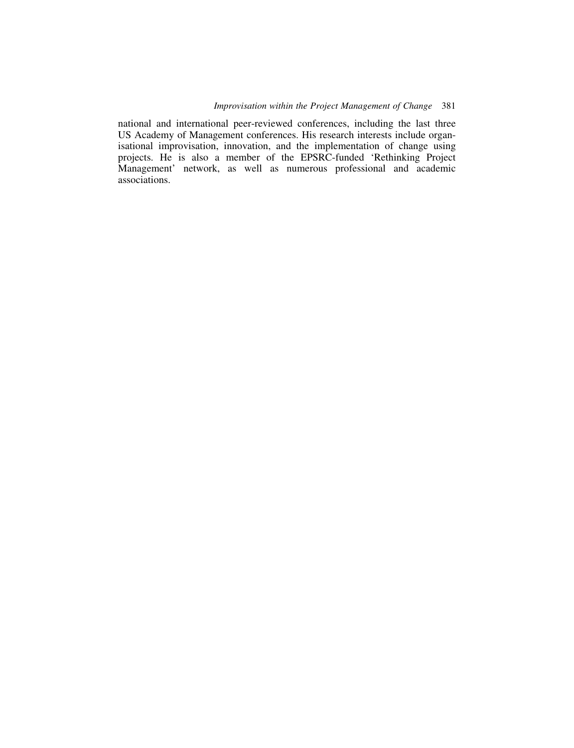national and international peer-reviewed conferences, including the last three US Academy of Management conferences. His research interests include organisational improvisation, innovation, and the implementation of change using projects. He is also a member of the EPSRC-funded 'Rethinking Project Management' network, as well as numerous professional and academic associations.